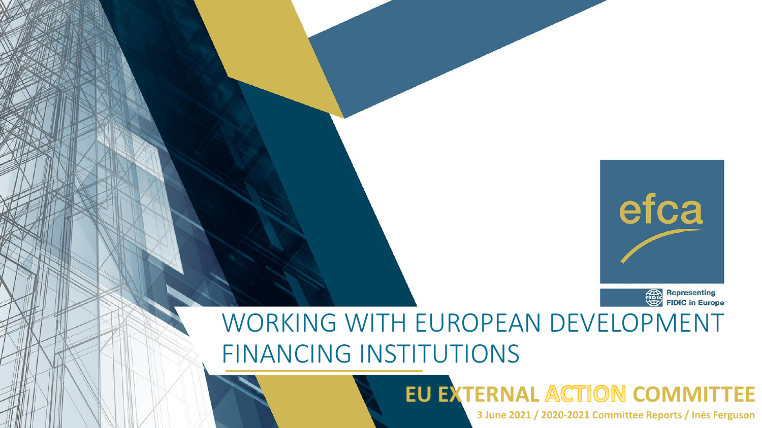efca

Representing FIDIC in Europe

# WORKING WITH EUROPEAN DEVELOPMENT FINANCING INSTITUTIONS

## EU EXTERNAL ACTION COMMITTEE

**3 June 2021 / 2020-2021 Committee Reports / Inés Ferguson**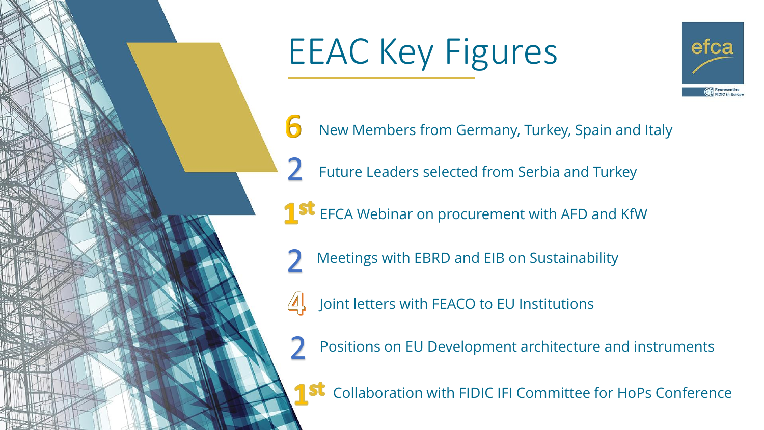# EEAC Key Figures

- **6** New Members from Germany, Turkey, Spain and Italy
- **2** Future Leaders selected from Serbia and Turkey
- **1st** EFCA Webinar on procurement with AFD and KfW
- **2** Meetings with EBRD and EIB on Sustainability
- **4** Joint letters with FEACO to EU Institutions
- **2** Positions on EU Development architecture and instruments
- **1st** Collaboration with FIDIC IFI Committee for HoPs Conference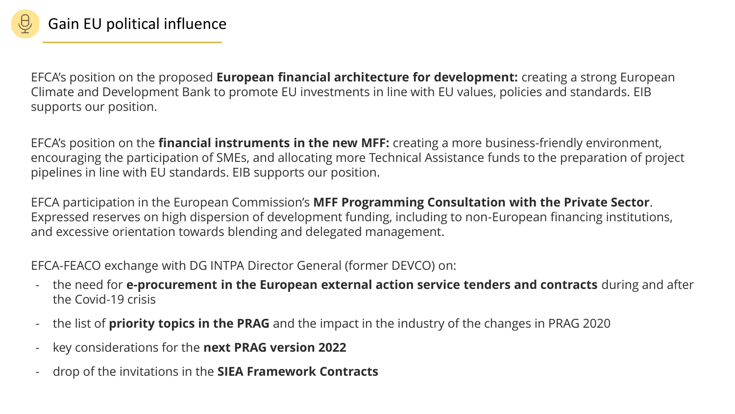# Gain EU political influence

EFCA's position on the proposed **European financial architecture for development:** creating a strong European Climate and Development Bank to promote EU investments in line with EU values, policies and standards. EIB supports our position.

EFCA's position on the **financial instruments in the new MFF:** creating a more business-friendly environment, encouraging the participation of SMEs, and allocating more Technical Assistance funds to the preparation of project pipelines in line with EU standards. EIB supports our position.

EFCA participation in the European Commission's **MFF Programming Consultation with the Private Sector**. Expressed reserves on high dispersion of development funding, including to non-European financing institutions, and excessive orientation towards blending and delegated management.

EFCA-FEACO exchange with DG INTPA Director General (former DEVCO) on:

- the need for **e-procurement in the European external action service tenders and contracts** during and after the Covid-19 crisis
- the list of **priority topics in the PRAG** and the impact in the industry of the changes in PRAG 2020
- key considerations for the **next PRAG version 2022**
- drop of the invitations in the **SIEA Framework Contracts**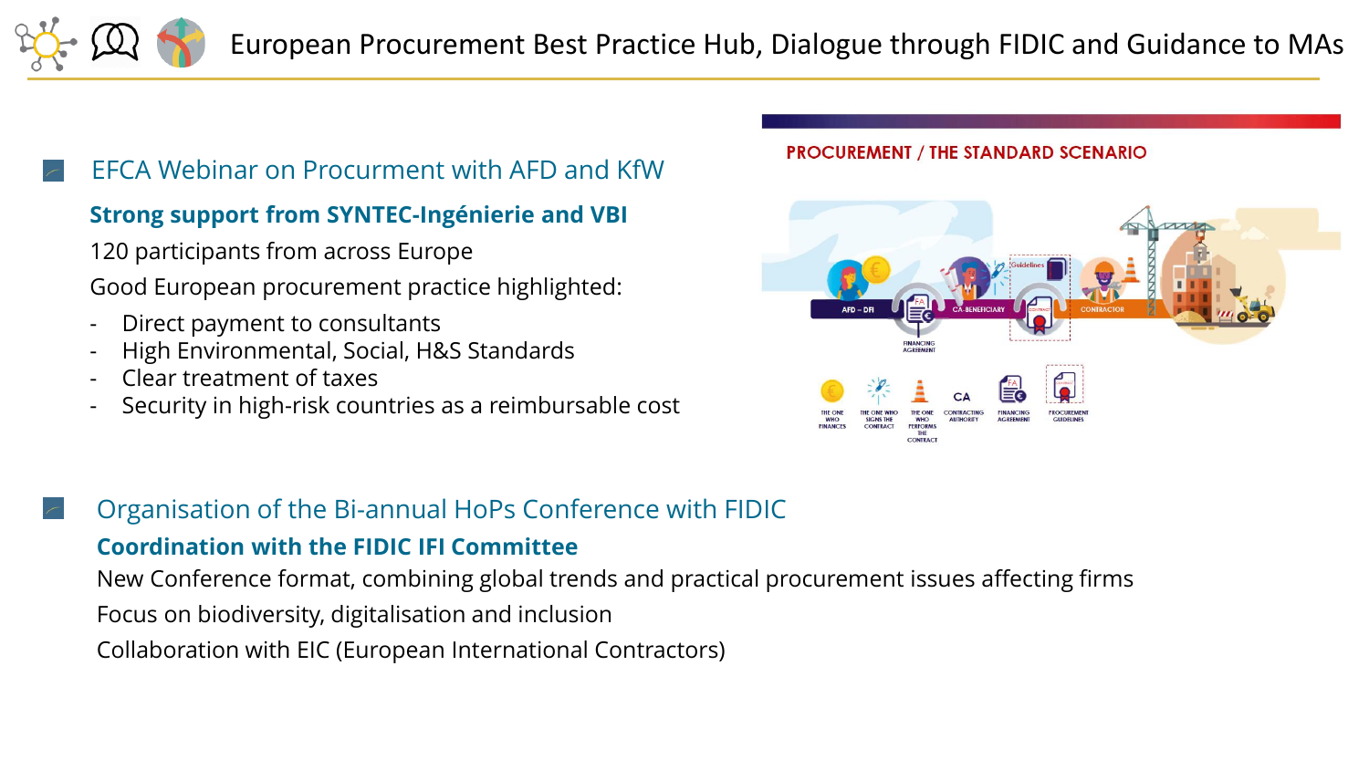# European Procurement Best Practice Hub, Dialogue through FIDIC and Guidance to MAs

## EFCA Webinar on Procurment with AFD and KfW

**Strong support from SYNTEC-Ingénierie and VBI**

120 participants from across Europe

Good European procurement practice highlighted:

- Direct payment to consultants
- High Environmental, Social, H&S Standards
- Clear treatment of taxes
- Security in high-risk countries as a reimbursable cost

PROCUREMENT / THE STANDARD SCENARIO

## Organisation of the Bi-annual HoPs Conference with FIDIC

**Coordination with the FIDIC IFI Committee**

New Conference format, combining global trends and practical procurement issues affecting firms

Focus on biodiversity, digitalisation and inclusion

Collaboration with EIC (European International Contractors)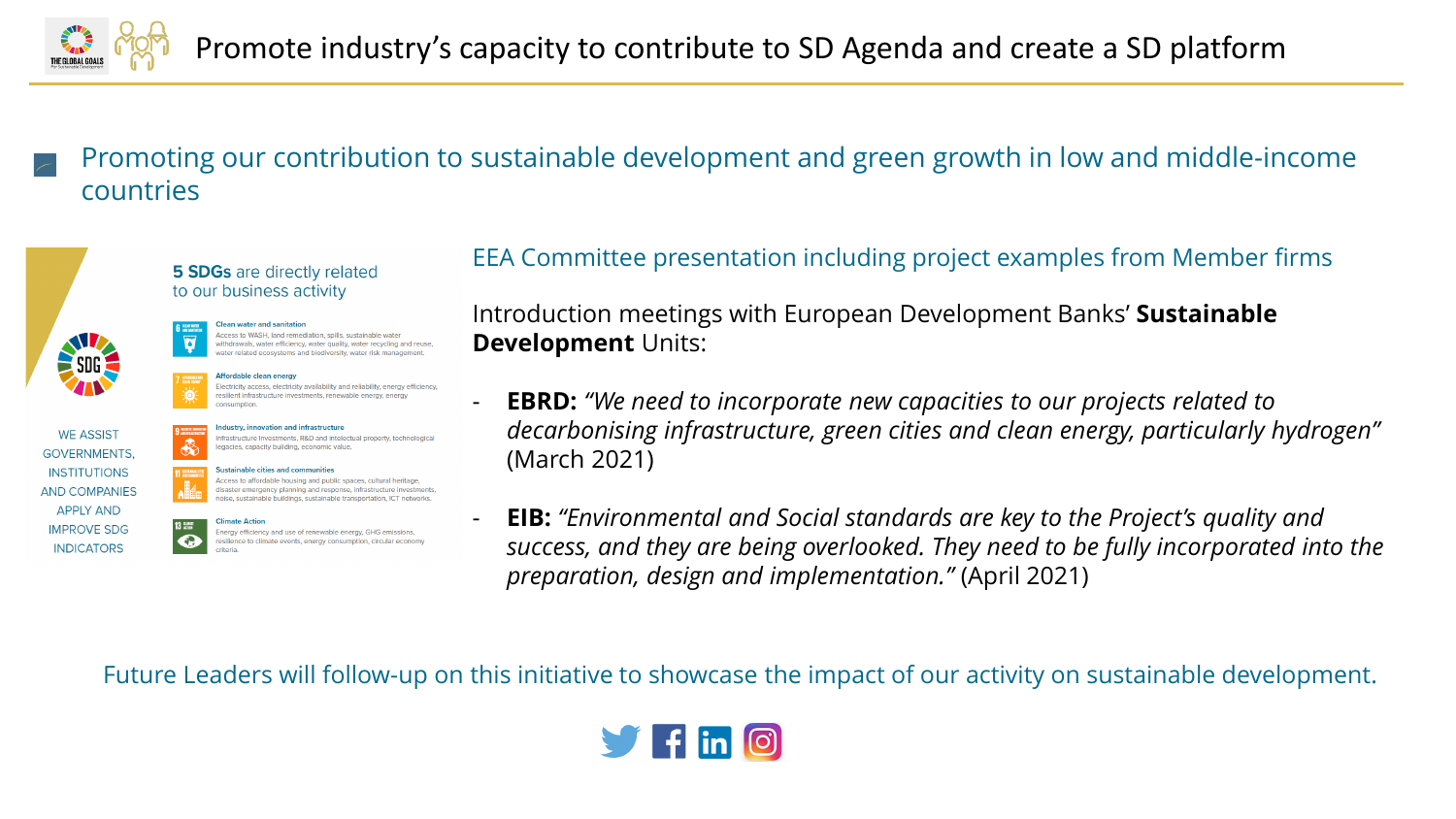# Promote industry's capacity to contribute to SD Agenda and create a SD platform

## Promoting our contribution to sustainable development and green growth in low and middle-income countries

**5 SDGs** are directly related to our business activity

WE ASSIST GOVERNMENTS, INSTITUTIONS AND COMPANIES APPLY AND IMPROVE SDG INDICATORS

- **Clean water and sanitation** – Access to WASH, land remediation, spills, sustainable water withdrawals, water efficiency, water quality, water recycling and reuse, water related ecosystems and biodiversity, water risk management.
- **Affordable clean energy** – Electricity access, electricity availability and reliability, energy efficiency, resilient infrastructure investments, renewable energy, energy consumption.
- **Industry, innovation and infrastructure** – Infrastructure investments, R&D and intellectual property, technological legacies, capacity building, economic value.
- **Sustainable cities and communities** – Access to affordable housing and public spaces, cultural heritage, disaster emergency planning and response, infrastructure investments, noise, sustainable buildings, sustainable transportation, ICT networks.
- **Climate Action** – Energy efficiency and use of renewable energy, GHG emissions, resilience to climate events, energy consumption, circular economy criteria.

EEA Committee presentation including project examples from Member firms

Introduction meetings with European Development Banks' **Sustainable Development** Units:

- **EBRD:** *"We need to incorporate new capacities to our projects related to decarbonising infrastructure, green cities and clean energy, particularly hydrogen"* (March 2021)
- **EIB:** *"Environmental and Social standards are key to the Project's quality and success, and they are being overlooked. They need to be fully incorporated into the preparation, design and implementation."* (April 2021)

Future Leaders will follow-up on this initiative to showcase the impact of our activity on sustainable development.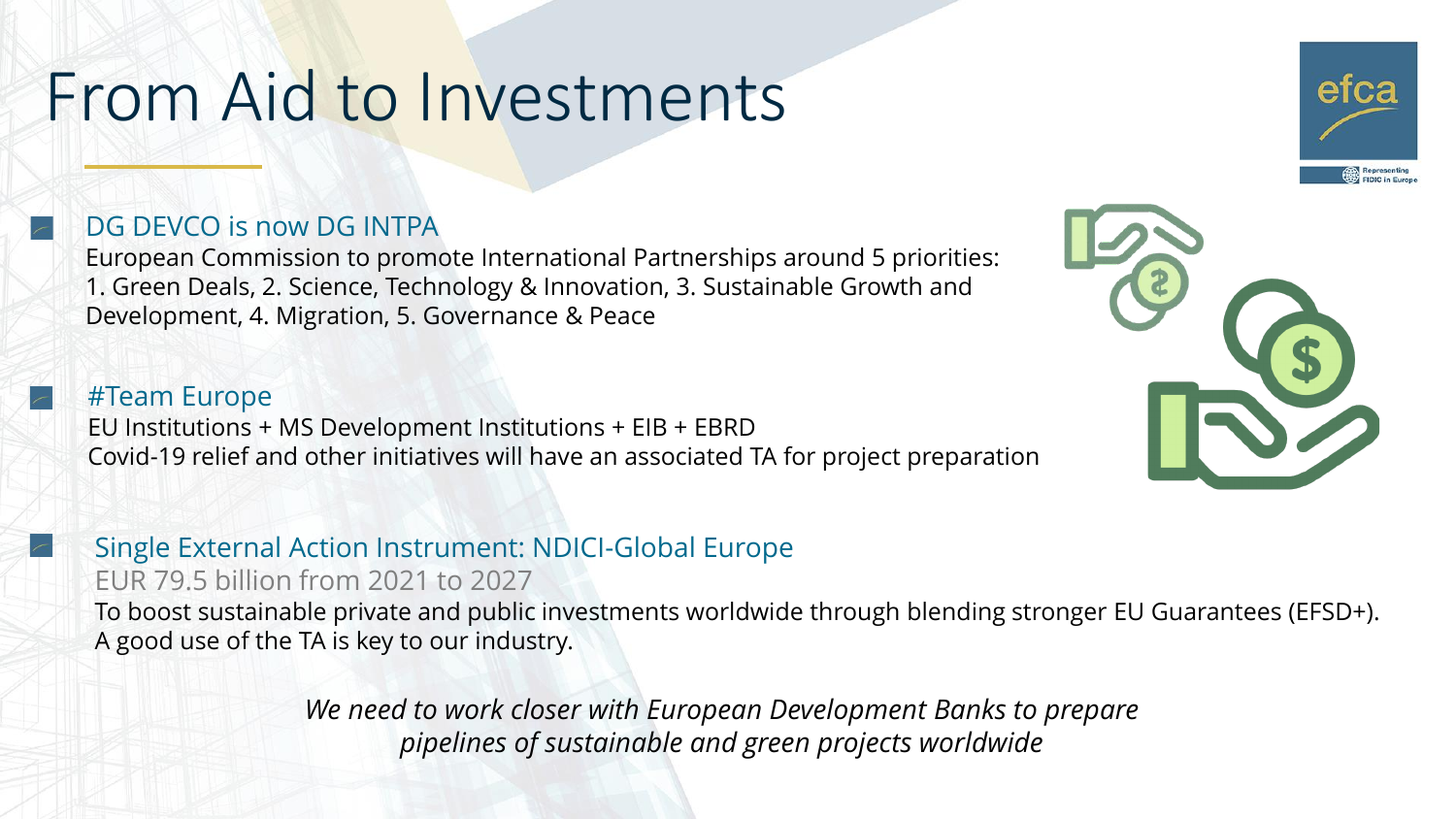# From Aid to Investments

- **DG DEVCO is now DG INTPA**
  European Commission to promote International Partnerships around 5 priorities: 1. Green Deals, 2. Science, Technology & Innovation, 3. Sustainable Growth and Development, 4. Migration, 5. Governance & Peace

- **#Team Europe**
  EU Institutions + MS Development Institutions + EIB + EBRD
  Covid-19 relief and other initiatives will have an associated TA for project preparation

- **Single External Action Instrument: NDICI-Global Europe**
  EUR 79.5 billion from 2021 to 2027
  To boost sustainable private and public investments worldwide through blending stronger EU Guarantees (EFSD+).
  A good use of the TA is key to our industry.

*We need to work closer with European Development Banks to prepare pipelines of sustainable and green projects worldwide*